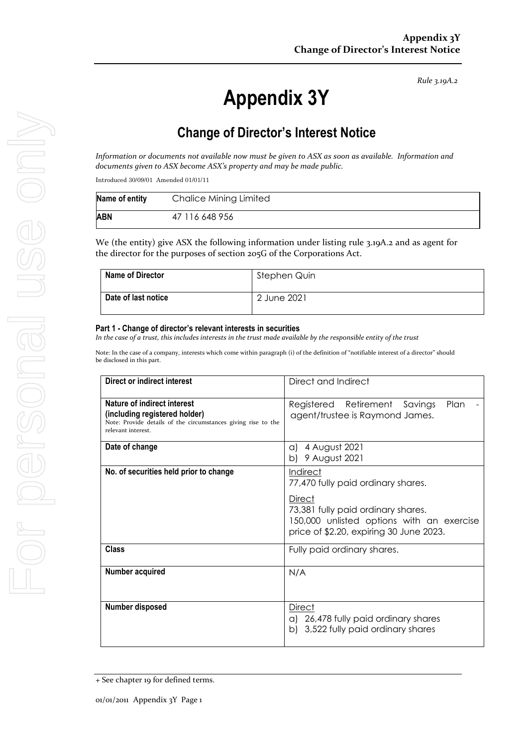*Rule 3.19A.2*

# Appendix 3Y

## Change of Director's Interest Notice

*Information or documents not available now must be given to ASX as soon as available. Information and documents given to ASX become ASX's property and may be made public.*

Introduced 30/09/01 Amended 01/01/11

| Name of entity | Chalice Mining Limited |
|---|---|
| ABN | 47 116 648 956 |

We (the entity) give ASX the following information under listing rule 3.19A.2 and as agent for the director for the purposes of section 205G of the Corporations Act.

| Name of Director | Stephen Quin |
|---|---|
| Date of last notice | 2 June 2021 |

#### Part 1 - Change of director's relevant interests in securities

*In the case of a trust, this includes interests in the trust made available by the responsible entity of the trust*

Note: In the case of a company, interests which come within paragraph (i) of the definition of "notifiable interest of a director" should be disclosed in this part.

| Direct or indirect interest | Direct and Indirect |
|---|---|
| **Nature of indirect interest (including registered holder)**<br>Note: Provide details of the circumstances giving rise to the relevant interest. | Registered Retirement Savings Plan - agent/trustee is Raymond James. |
| **Date of change** | a) 4 August 2021<br>b) 9 August 2021 |
| **No. of securities held prior to change** | Indirect<br>77,470 fully paid ordinary shares.<br>Direct<br>73,381 fully paid ordinary shares.<br>150,000 unlisted options with an exercise price of $2.20, expiring 30 June 2023. |
| **Class** | Fully paid ordinary shares. |
| **Number acquired** | N/A |
| **Number disposed** | Direct<br>a) 26,478 fully paid ordinary shares<br>b) 3,522 fully paid ordinary shares |

+ See chapter 19 for defined terms.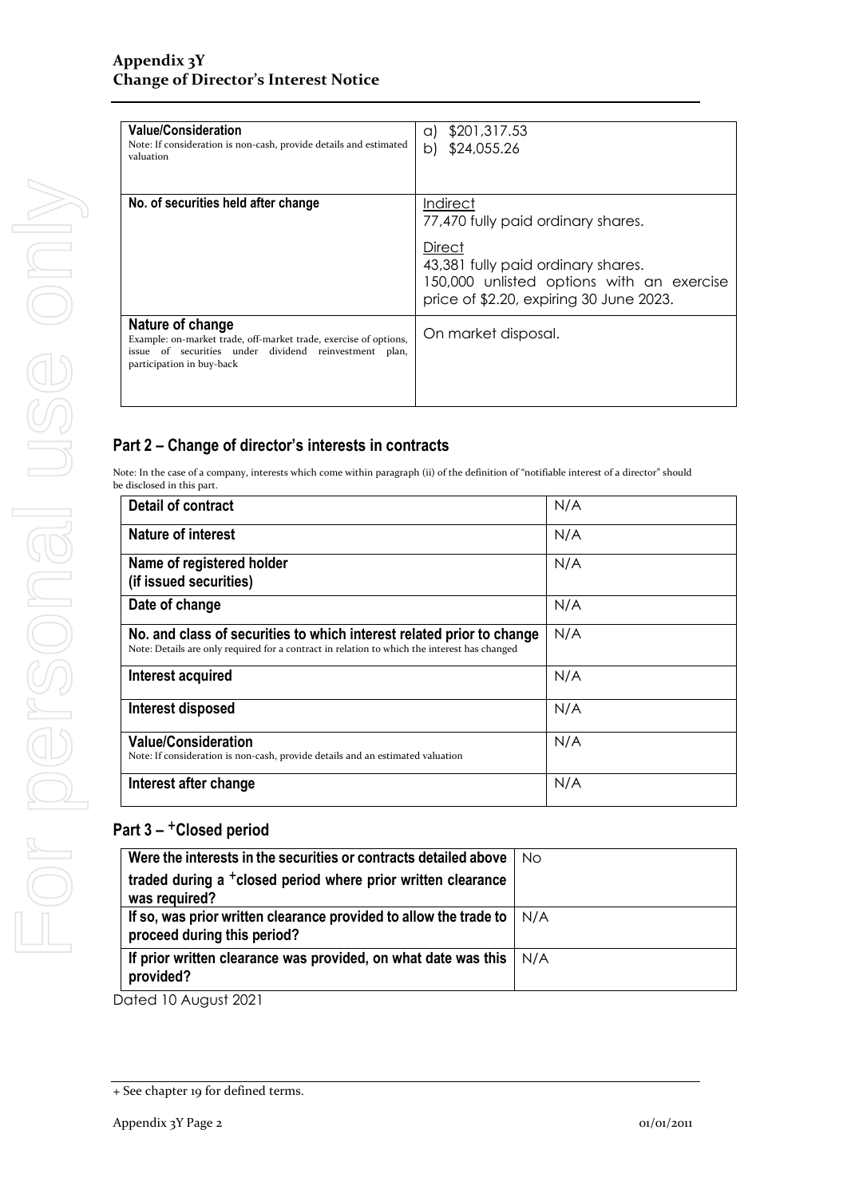| | |
|---|---|
| **Value/Consideration**<br>Note: If consideration is non-cash, provide details and estimated valuation | a) $201,317.53<br>b) $24,055.26 |
| **No. of securities held after change** | Indirect<br>77,470 fully paid ordinary shares.<br><br>Direct<br>43,381 fully paid ordinary shares.<br>150,000 unlisted options with an exercise price of $2.20, expiring 30 June 2023. |
| **Nature of change**<br>Example: on-market trade, off-market trade, exercise of options, issue of securities under dividend reinvestment plan, participation in buy-back | On market disposal. |

## Part 2 – Change of director's interests in contracts

Note: In the case of a company, interests which come within paragraph (ii) of the definition of "notifiable interest of a director" should be disclosed in this part.

| | |
|---|---|
| **Detail of contract** | N/A |
| **Nature of interest** | N/A |
| **Name of registered holder (if issued securities)** | N/A |
| **Date of change** | N/A |
| **No. and class of securities to which interest related prior to change**<br>Note: Details are only required for a contract in relation to which the interest has changed | N/A |
| **Interest acquired** | N/A |
| **Interest disposed** | N/A |
| **Value/Consideration**<br>Note: If consideration is non-cash, provide details and an estimated valuation | N/A |
| **Interest after change** | N/A |

## Part 3 – +Closed period

| | |
|---|---|
| **Were the interests in the securities or contracts detailed above traded during a +closed period where prior written clearance was required?** | No |
| **If so, was prior written clearance provided to allow the trade to proceed during this period?** | N/A |
| **If prior written clearance was provided, on what date was this provided?** | N/A |

Dated 10 August 2021

+ See chapter 19 for defined terms.